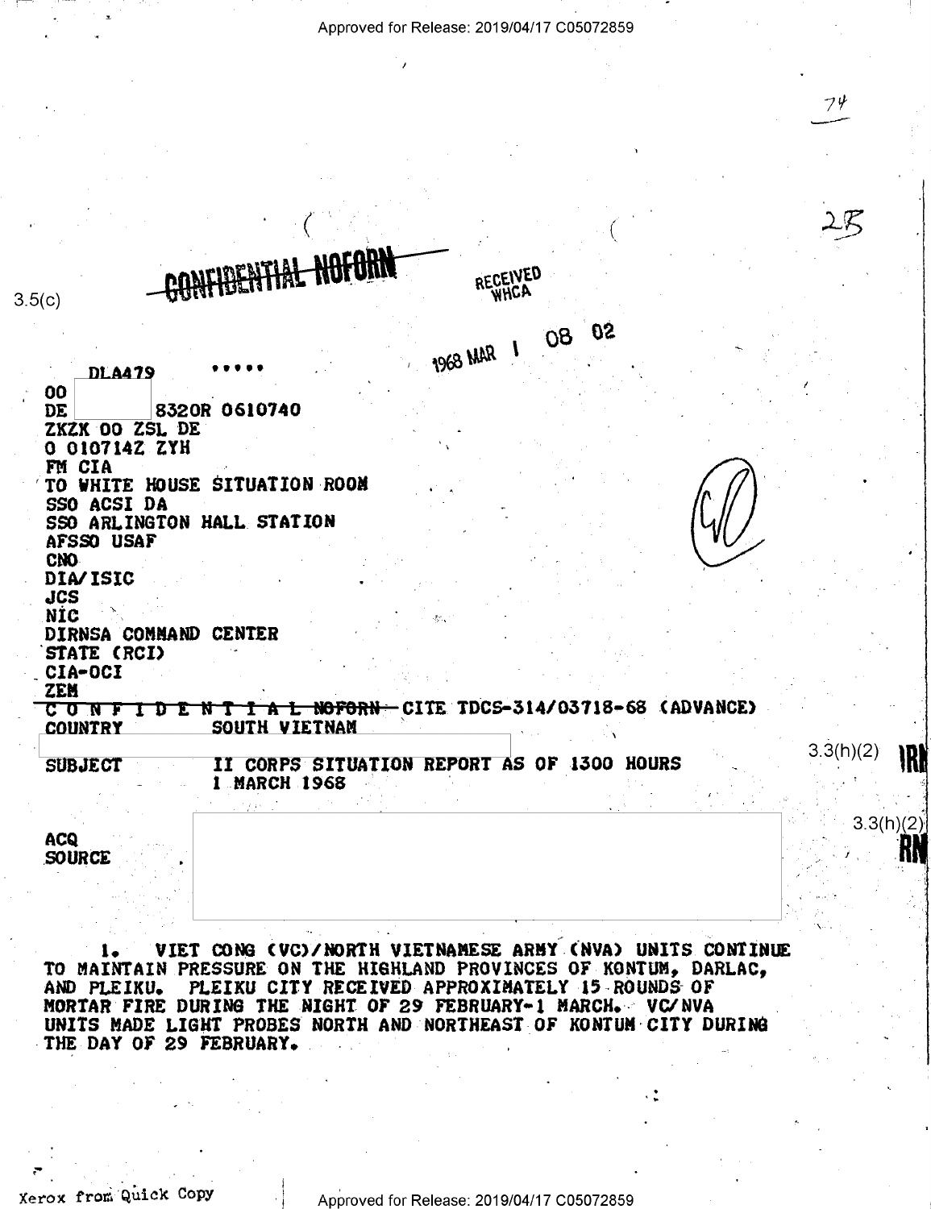CONFIDENTIAL NOFORN

3.5(c)

RECEIVED WHCA

1968 MAR 1 08 02

DLA479 .....

00
DE 8320R 0610740
ZKZK 00 ZSL DE
O 010714Z ZYH
FM CIA
TO WHITE HOUSE SITUATION ROOM
SSO ACSI DA
SSO ARLINGTON HALL STATION
AFSSO USAF
CNO
DIA/ISIC
JCS
NIC
DIRNSA COMMAND CENTER
STATE (RCI)
CIA-OCI
ZEM

CONFIDENTIAL NOFORN CITE TDCS-314/03718-68 (ADVANCE)

COUNTRY SOUTH VIETNAM

3.3(h)(2)

SUBJECT II CORPS SITUATION REPORT AS OF 1300 HOURS 1 MARCH 1968

3.3(h)(2)

ACQ

SOURCE

1. VIET CONG (VC)/NORTH VIETNAMESE ARMY (NVA) UNITS CONTINUE TO MAINTAIN PRESSURE ON THE HIGHLAND PROVINCES OF KONTUM, DARLAC, AND PLEIKU. PLEIKU CITY RECEIVED APPROXIMATELY 15 ROUNDS OF MORTAR FIRE DURING THE NIGHT OF 29 FEBRUARY-1 MARCH. VC/NVA UNITS MADE LIGHT PROBES NORTH AND NORTHEAST OF KONTUM CITY DURING THE DAY OF 29 FEBRUARY.

Xerox from Quick Copy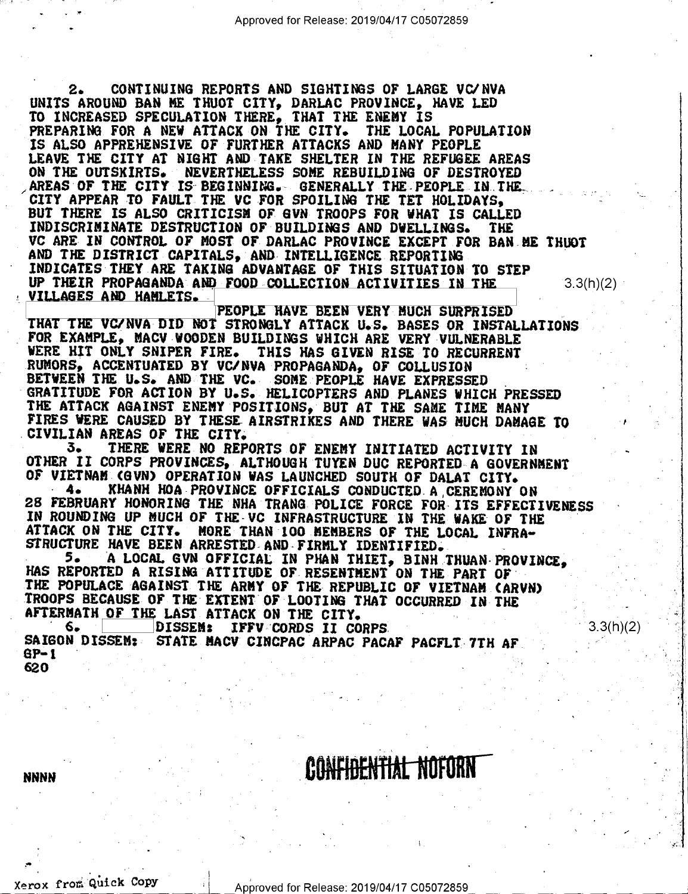2. CONTINUING REPORTS AND SIGHTINGS OF LARGE VC/NVA UNITS AROUND BAN ME THUOT CITY, DARLAC PROVINCE, HAVE LED TO INCREASED SPECULATION THERE, THAT THE ENEMY IS PREPARING FOR A NEW ATTACK ON THE CITY. THE LOCAL POPULATION IS ALSO APPREHENSIVE OF FURTHER ATTACKS AND MANY PEOPLE LEAVE THE CITY AT NIGHT AND TAKE SHELTER IN THE REFUGEE AREAS ON THE OUTSKIRTS. NEVERTHELESS SOME REBUILDING OF DESTROYED AREAS OF THE CITY IS BEGINNING. GENERALLY THE PEOPLE IN THE CITY APPEAR TO FAULT THE VC FOR SPOILING THE TET HOLIDAYS, BUT THERE IS ALSO CRITICISM OF GVN TROOPS FOR WHAT IS CALLED INDISCRIMINATE DESTRUCTION OF BUILDINGS AND DWELLINGS. THE VC ARE IN CONTROL OF MOST OF DARLAC PROVINCE EXCEPT FOR BAN ME THUOT AND THE DISTRICT CAPITALS, AND INTELLIGENCE REPORTING INDICATES THEY ARE TAKING ADVANTAGE OF THIS SITUATION TO STEP UP THEIR PROPAGANDA AND FOOD COLLECTION ACTIVITIES IN THE VILLAGES AND HAMLETS. [REDACTED] 3.3(h)(2)

[REDACTED] PEOPLE HAVE BEEN VERY MUCH SURPRISED THAT THE VC/NVA DID NOT STRONGLY ATTACK U.S. BASES OR INSTALLATIONS FOR EXAMPLE, MACV WOODEN BUILDINGS WHICH ARE VERY VULNERABLE WERE HIT ONLY SNIPER FIRE. THIS HAS GIVEN RISE TO RECURRENT RUMORS, ACCENTUATED BY VC/NVA PROPAGANDA, OF COLLUSION BETWEEN THE U.S. AND THE VC. SOME PEOPLE HAVE EXPRESSED GRATITUDE FOR ACTION BY U.S. HELICOPTERS AND PLANES WHICH PRESSED THE ATTACK AGAINST ENEMY POSITIONS, BUT AT THE SAME TIME MANY FIRES WERE CAUSED BY THESE AIRSTRIKES AND THERE WAS MUCH DAMAGE TO CIVILIAN AREAS OF THE CITY.

3. THERE WERE NO REPORTS OF ENEMY INITIATED ACTIVITY IN OTHER II CORPS PROVINCES, ALTHOUGH TUYEN DUC REPORTED A GOVERNMENT OF VIETNAM (GVN) OPERATION WAS LAUNCHED SOUTH OF DALAT CITY.

4. KHANH HOA PROVINCE OFFICIALS CONDUCTED A CEREMONY ON 28 FEBRUARY HONORING THE NHA TRANG POLICE FORCE FOR ITS EFFECTIVENESS IN ROUNDING UP MUCH OF THE VC INFRASTRUCTURE IN THE WAKE OF THE ATTACK ON THE CITY. MORE THAN 100 MEMBERS OF THE LOCAL INFRASTRUCTURE HAVE BEEN ARRESTED AND FIRMLY IDENTIFIED.

5. A LOCAL GVN OFFICIAL IN PHAN THIET, BINH THUAN PROVINCE, HAS REPORTED A RISING ATTITUDE OF RESENTMENT ON THE PART OF THE POPULACE AGAINST THE ARMY OF THE REPUBLIC OF VIETNAM (ARVN) TROOPS BECAUSE OF THE EXTENT OF LOOTING THAT OCCURRED IN THE AFTERMATH OF THE LAST ATTACK ON THE CITY.

6. [REDACTED] DISSEM: IFFV CORDS II CORPS 3.3(h)(2)

SAIGON DISSEM: STATE MACV CINCPAC ARPAC PACAF PACFLT 7TH AF

GP-1

620

CONFIDENTIAL NOFORN

NNNN

Xerox from Quick Copy